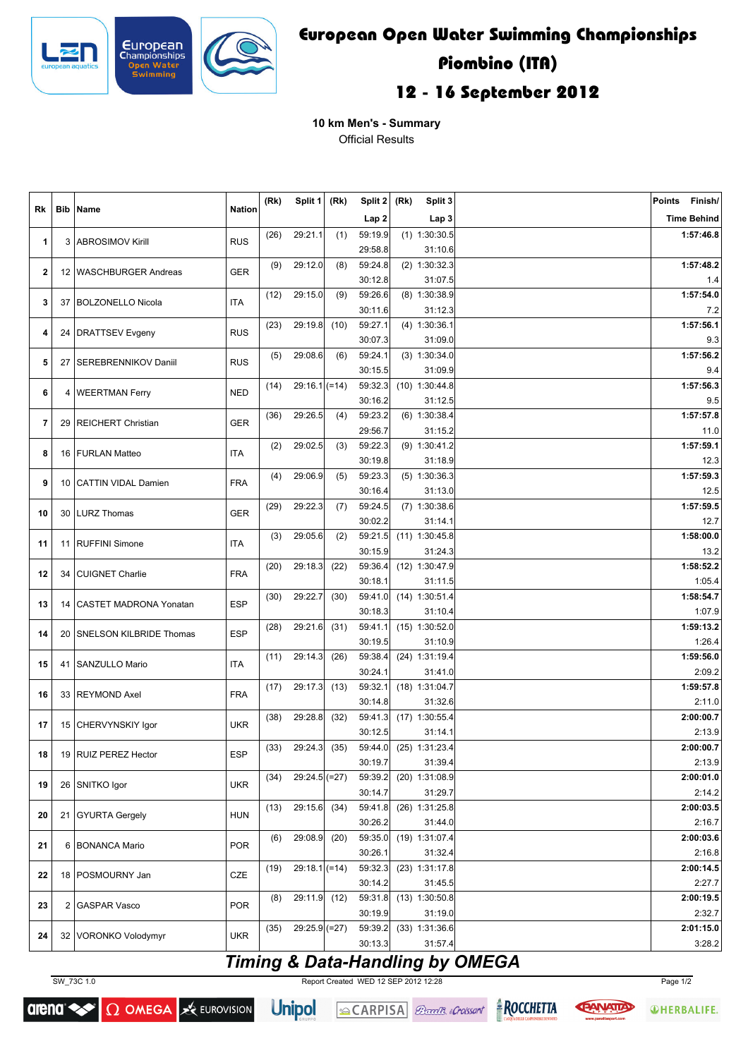# European Open Water Swimming Championships

## Piombino (ITA)

## 12 - 16 September 2012

**10 km Men's - Summary**

Official Results

| Rk | Bib | Name | Nation | (Rk) | Split 1 | (Rk) | Split 2 / Lap 2 | (Rk) | Split 3 / Lap 3 | Points | Finish/ Time Behind |
|---|---|---|---|---|---|---|---|---|---|---|---|
| 1 | 3 | ABROSIMOV Kirill | RUS | (26) | 29:21.1 | (1) | 59:19.9 / 29:58.8 | (1) | 1:30:30.5 / 31:10.6 | | 1:57:46.8 |
| 2 | 12 | WASCHBURGER Andreas | GER | (9) | 29:12.0 | (8) | 59:24.8 / 30:12.8 | (2) | 1:30:32.3 / 31:07.5 | | 1:57:48.2 / 1.4 |
| 3 | 37 | BOLZONELLO Nicola | ITA | (12) | 29:15.0 | (9) | 59:26.6 / 30:11.6 | (8) | 1:30:38.9 / 31:12.3 | | 1:57:54.0 / 7.2 |
| 4 | 24 | DRATTSEV Evgeny | RUS | (23) | 29:19.8 | (10) | 59:27.1 / 30:07.3 | (4) | 1:30:36.1 / 31:09.0 | | 1:57:56.1 / 9.3 |
| 5 | 27 | SEREBRENNIKOV Daniil | RUS | (5) | 29:08.6 | (6) | 59:24.1 / 30:15.5 | (3) | 1:30:34.0 / 31:09.9 | | 1:57:56.2 / 9.4 |
| 6 | 4 | WEERTMAN Ferry | NED | (14) | 29:16.1 | (=14) | 59:32.3 / 30:16.2 | (10) | 1:30:44.8 / 31:12.5 | | 1:57:56.3 / 9.5 |
| 7 | 29 | REICHERT Christian | GER | (36) | 29:26.5 | (4) | 59:23.2 / 29:56.7 | (6) | 1:30:38.4 / 31:15.2 | | 1:57:57.8 / 11.0 |
| 8 | 16 | FURLAN Matteo | ITA | (2) | 29:02.5 | (3) | 59:22.3 / 30:19.8 | (9) | 1:30:41.2 / 31:18.9 | | 1:57:59.1 / 12.3 |
| 9 | 10 | CATTIN VIDAL Damien | FRA | (4) | 29:06.9 | (5) | 59:23.3 / 30:16.4 | (5) | 1:30:36.3 / 31:13.0 | | 1:57:59.3 / 12.5 |
| 10 | 30 | LURZ Thomas | GER | (29) | 29:22.3 | (7) | 59:24.5 / 30:02.2 | (7) | 1:30:38.6 / 31:14.1 | | 1:57:59.5 / 12.7 |
| 11 | 11 | RUFFINI Simone | ITA | (3) | 29:05.6 | (2) | 59:21.5 / 30:15.9 | (11) | 1:30:45.8 / 31:24.3 | | 1:58:00.0 / 13.2 |
| 12 | 34 | CUIGNET Charlie | FRA | (20) | 29:18.3 | (22) | 59:36.4 / 30:18.1 | (12) | 1:30:47.9 / 31:11.5 | | 1:58:52.2 / 1:05.4 |
| 13 | 14 | CASTET MADRONA Yonatan | ESP | (30) | 29:22.7 | (30) | 59:41.0 / 30:18.3 | (14) | 1:30:51.4 / 31:10.4 | | 1:58:54.7 / 1:07.9 |
| 14 | 20 | SNELSON KILBRIDE Thomas | ESP | (28) | 29:21.6 | (31) | 59:41.1 / 30:19.5 | (15) | 1:30:52.0 / 31:10.9 | | 1:59:13.2 / 1:26.4 |
| 15 | 41 | SANZULLO Mario | ITA | (11) | 29:14.3 | (26) | 59:38.4 / 30:24.1 | (24) | 1:31:19.4 / 31:41.0 | | 1:59:56.0 / 2:09.2 |
| 16 | 33 | REYMOND Axel | FRA | (17) | 29:17.3 | (13) | 59:32.1 / 30:14.8 | (18) | 1:31:04.7 / 31:32.6 | | 1:59:57.8 / 2:11.0 |
| 17 | 15 | CHERVYNSKIY Igor | UKR | (38) | 29:28.8 | (32) | 59:41.3 / 30:12.5 | (17) | 1:30:55.4 / 31:14.1 | | 2:00:00.7 / 2:13.9 |
| 18 | 19 | RUIZ PEREZ Hector | ESP | (33) | 29:24.3 | (35) | 59:44.0 / 30:19.7 | (25) | 1:31:23.4 / 31:39.4 | | 2:00:00.7 / 2:13.9 |
| 19 | 26 | SNITKO Igor | UKR | (34) | 29:24.5 | (=27) | 59:39.2 / 30:14.7 | (20) | 1:31:08.9 / 31:29.7 | | 2:00:01.0 / 2:14.2 |
| 20 | 21 | GYURTA Gergely | HUN | (13) | 29:15.6 | (34) | 59:41.8 / 30:26.2 | (26) | 1:31:25.8 / 31:44.0 | | 2:00:03.5 / 2:16.7 |
| 21 | 6 | BONANCA Mario | POR | (6) | 29:08.9 | (20) | 59:35.0 / 30:26.1 | (19) | 1:31:07.4 / 31:32.4 | | 2:00:03.6 / 2:16.8 |
| 22 | 18 | POSMOURNY Jan | CZE | (19) | 29:18.1 | (=14) | 59:32.3 / 30:14.2 | (23) | 1:31:17.8 / 31:45.5 | | 2:00:14.5 / 2:27.7 |
| 23 | 2 | GASPAR Vasco | POR | (8) | 29:11.9 | (12) | 59:31.8 / 30:19.9 | (13) | 1:30:50.8 / 31:19.0 | | 2:00:19.5 / 2:32.7 |
| 24 | 32 | VORONKO Volodymyr | UKR | (35) | 29:25.9 | (=27) | 59:39.2 / 30:13.3 | (33) | 1:31:36.6 / 31:57.4 | | 2:01:15.0 / 3:28.2 |

***Timing & Data-Handling by OMEGA***

SW_73C 1.0 Report Created WED 12 SEP 2012 12:28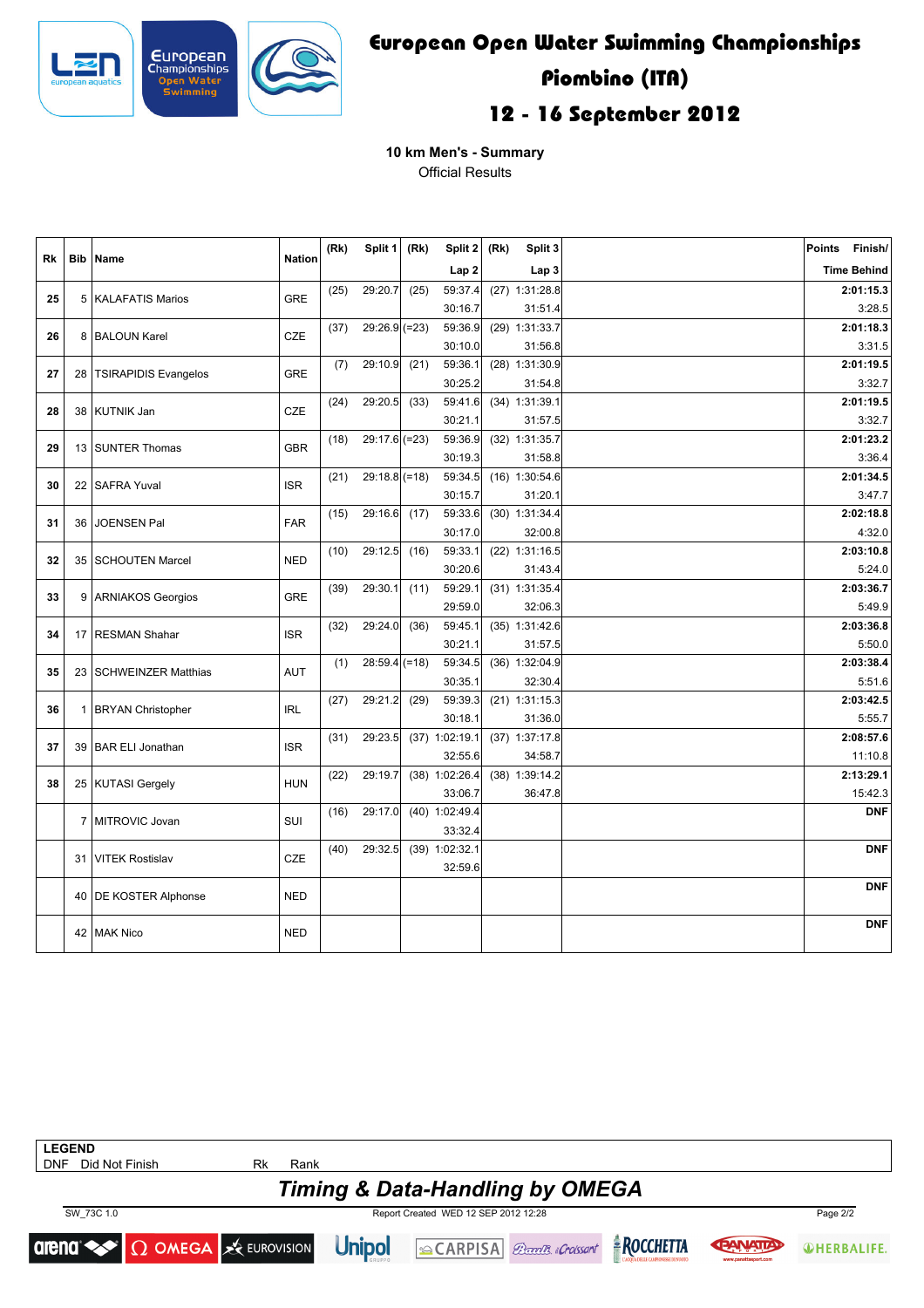# European Open Water Swimming Championships

## Piombino (ITA)

## 12 - 16 September 2012

**10 km Men's - Summary**

Official Results

| Rk | Bib | Name | Nation | (Rk) | Split 1 | (Rk) | Split 2 / Lap 2 | (Rk) | Split 3 / Lap 3 | | Points | Finish/ Time Behind |
|---|---|---|---|---|---|---|---|---|---|---|---|---|
| 25 | 5 | KALAFATIS Marios | GRE | (25) | 29:20.7 | (25) | 59:37.4 / 30:16.7 | (27) | 1:31:28.8 / 31:51.4 | | | **2:01:15.3** / 3:28.5 |
| 26 | 8 | BALOUN Karel | CZE | (37) | 29:26.9 | (=23) | 59:36.9 / 30:10.0 | (29) | 1:31:33.7 / 31:56.8 | | | **2:01:18.3** / 3:31.5 |
| 27 | 28 | TSIRAPIDIS Evangelos | GRE | (7) | 29:10.9 | (21) | 59:36.1 / 30:25.2 | (28) | 1:31:30.9 / 31:54.8 | | | **2:01:19.5** / 3:32.7 |
| 28 | 38 | KUTNIK Jan | CZE | (24) | 29:20.5 | (33) | 59:41.6 / 30:21.1 | (34) | 1:31:39.1 / 31:57.5 | | | **2:01:19.5** / 3:32.7 |
| 29 | 13 | SUNTER Thomas | GBR | (18) | 29:17.6 | (=23) | 59:36.9 / 30:19.3 | (32) | 1:31:35.7 / 31:58.8 | | | **2:01:23.2** / 3:36.4 |
| 30 | 22 | SAFRA Yuval | ISR | (21) | 29:18.8 | (=18) | 59:34.5 / 30:15.7 | (16) | 1:30:54.6 / 31:20.1 | | | **2:01:34.5** / 3:47.7 |
| 31 | 36 | JOENSEN Pal | FAR | (15) | 29:16.6 | (17) | 59:33.6 / 30:17.0 | (30) | 1:31:34.4 / 32:00.8 | | | **2:02:18.8** / 4:32.0 |
| 32 | 35 | SCHOUTEN Marcel | NED | (10) | 29:12.5 | (16) | 59:33.1 / 30:20.6 | (22) | 1:31:16.5 / 31:43.4 | | | **2:03:10.8** / 5:24.0 |
| 33 | 9 | ARNIAKOS Georgios | GRE | (39) | 29:30.1 | (11) | 59:29.1 / 29:59.0 | (31) | 1:31:35.4 / 32:06.3 | | | **2:03:36.7** / 5:49.9 |
| 34 | 17 | RESMAN Shahar | ISR | (32) | 29:24.0 | (36) | 59:45.1 / 30:21.1 | (35) | 1:31:42.6 / 31:57.5 | | | **2:03:36.8** / 5:50.0 |
| 35 | 23 | SCHWEINZER Matthias | AUT | (1) | 28:59.4 | (=18) | 59:34.5 / 30:35.1 | (36) | 1:32:04.9 / 32:30.4 | | | **2:03:38.4** / 5:51.6 |
| 36 | 1 | BRYAN Christopher | IRL | (27) | 29:21.2 | (29) | 59:39.3 / 30:18.1 | (21) | 1:31:15.3 / 31:36.0 | | | **2:03:42.5** / 5:55.7 |
| 37 | 39 | BAR ELI Jonathan | ISR | (31) | 29:23.5 | (37) | 1:02:19.1 / 32:55.6 | (37) | 1:37:17.8 / 34:58.7 | | | **2:08:57.6** / 11:10.8 |
| 38 | 25 | KUTASI Gergely | HUN | (22) | 29:19.7 | (38) | 1:02:26.4 / 33:06.7 | (38) | 1:39:14.2 / 36:47.8 | | | **2:13:29.1** / 15:42.3 |
| | 7 | MITROVIC Jovan | SUI | (16) | 29:17.0 | (40) | 1:02:49.4 / 33:32.4 | | | | | **DNF** |
| | 31 | VITEK Rostislav | CZE | (40) | 29:32.5 | (39) | 1:02:32.1 / 32:59.6 | | | | | **DNF** |
| | 40 | DE KOSTER Alphonse | NED | | | | | | | | | **DNF** |
| | 42 | MAK Nico | NED | | | | | | | | | **DNF** |

**LEGEND**
DNF Did Not Finish    Rk Rank

*Timing & Data-Handling by OMEGA*

SW_73C 1.0    Report Created WED 12 SEP 2012 12:28